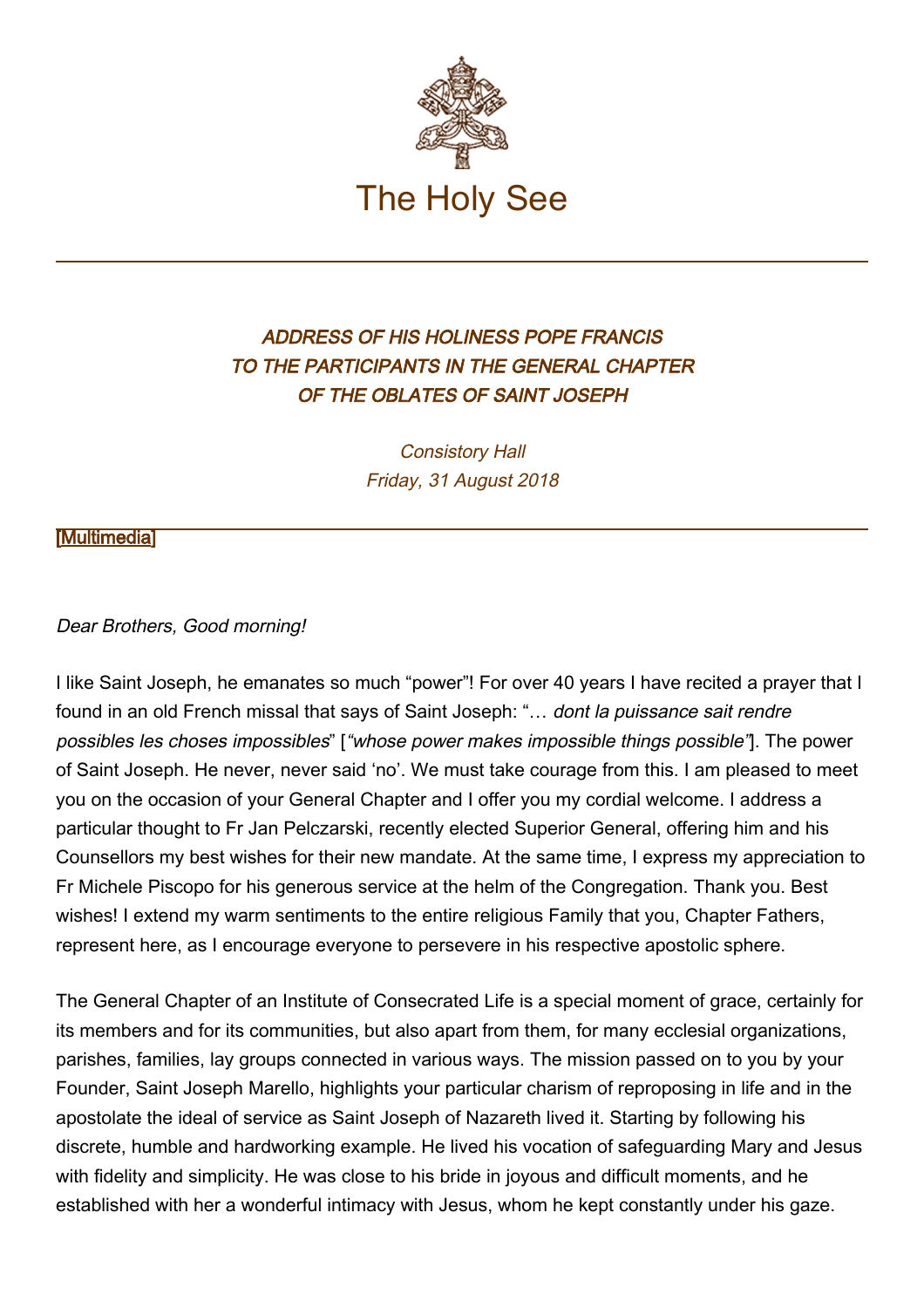The Holy See

## *ADDRESS OF HIS HOLINESS POPE FRANCIS TO THE PARTICIPANTS IN THE GENERAL CHAPTER OF THE OBLATES OF SAINT JOSEPH*

*Consistory Hall*
*Friday, 31 August 2018*

[Multimedia]

*Dear Brothers, Good morning!*

I like Saint Joseph, he emanates so much "power"! For over 40 years I have recited a prayer that I found in an old French missal that says of Saint Joseph: "… *dont la puissance sait rendre possibles les choses impossibles*" [*"whose power makes impossible things possible"*]. The power of Saint Joseph. He never, never said 'no'. We must take courage from this. I am pleased to meet you on the occasion of your General Chapter and I offer you my cordial welcome. I address a particular thought to Fr Jan Pelczarski, recently elected Superior General, offering him and his Counsellors my best wishes for their new mandate. At the same time, I express my appreciation to Fr Michele Piscopo for his generous service at the helm of the Congregation. Thank you. Best wishes! I extend my warm sentiments to the entire religious Family that you, Chapter Fathers, represent here, as I encourage everyone to persevere in his respective apostolic sphere.

The General Chapter of an Institute of Consecrated Life is a special moment of grace, certainly for its members and for its communities, but also apart from them, for many ecclesial organizations, parishes, families, lay groups connected in various ways. The mission passed on to you by your Founder, Saint Joseph Marello, highlights your particular charism of reproposing in life and in the apostolate the ideal of service as Saint Joseph of Nazareth lived it. Starting by following his discrete, humble and hardworking example. He lived his vocation of safeguarding Mary and Jesus with fidelity and simplicity. He was close to his bride in joyous and difficult moments, and he established with her a wonderful intimacy with Jesus, whom he kept constantly under his gaze.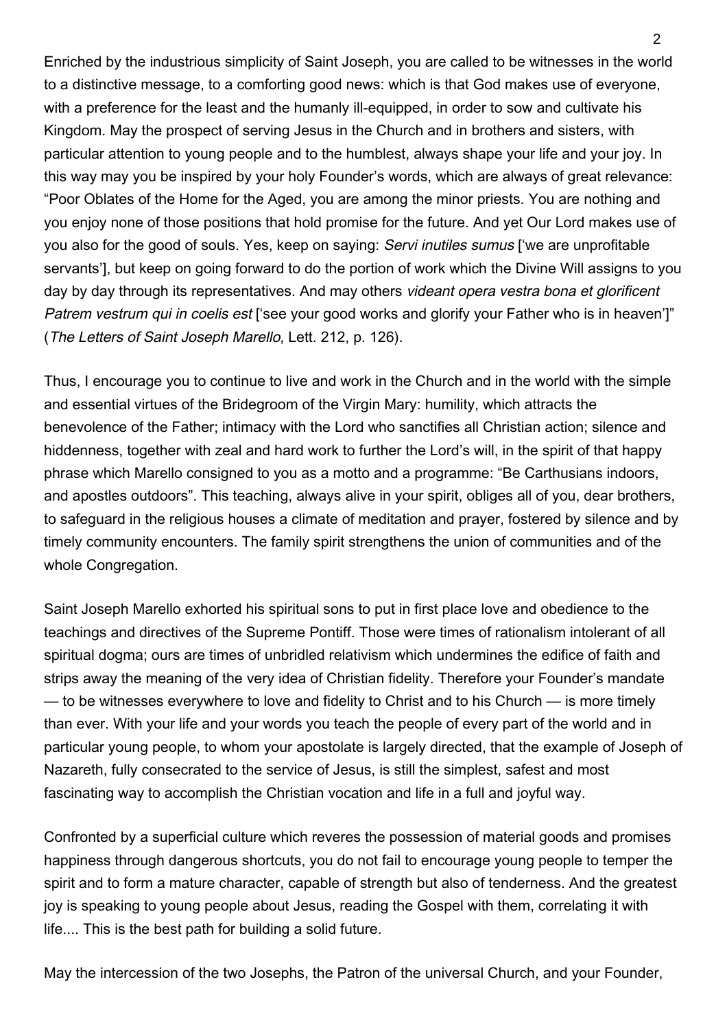Enriched by the industrious simplicity of Saint Joseph, you are called to be witnesses in the world to a distinctive message, to a comforting good news: which is that God makes use of everyone, with a preference for the least and the humanly ill-equipped, in order to sow and cultivate his Kingdom. May the prospect of serving Jesus in the Church and in brothers and sisters, with particular attention to young people and to the humblest, always shape your life and your joy. In this way may you be inspired by your holy Founder's words, which are always of great relevance: "Poor Oblates of the Home for the Aged, you are among the minor priests. You are nothing and you enjoy none of those positions that hold promise for the future. And yet Our Lord makes use of you also for the good of souls. Yes, keep on saying: *Servi inutiles sumus* ['we are unprofitable servants'], but keep on going forward to do the portion of work which the Divine Will assigns to you day by day through its representatives. And may others *videant opera vestra bona et glorificent Patrem vestrum qui in coelis est* ['see your good works and glorify your Father who is in heaven']" (*The Letters of Saint Joseph Marello*, Lett. 212, p. 126).

Thus, I encourage you to continue to live and work in the Church and in the world with the simple and essential virtues of the Bridegroom of the Virgin Mary: humility, which attracts the benevolence of the Father; intimacy with the Lord who sanctifies all Christian action; silence and hiddenness, together with zeal and hard work to further the Lord's will, in the spirit of that happy phrase which Marello consigned to you as a motto and a programme: "Be Carthusians indoors, and apostles outdoors". This teaching, always alive in your spirit, obliges all of you, dear brothers, to safeguard in the religious houses a climate of meditation and prayer, fostered by silence and by timely community encounters. The family spirit strengthens the union of communities and of the whole Congregation.

Saint Joseph Marello exhorted his spiritual sons to put in first place love and obedience to the teachings and directives of the Supreme Pontiff. Those were times of rationalism intolerant of all spiritual dogma; ours are times of unbridled relativism which undermines the edifice of faith and strips away the meaning of the very idea of Christian fidelity. Therefore your Founder's mandate — to be witnesses everywhere to love and fidelity to Christ and to his Church — is more timely than ever. With your life and your words you teach the people of every part of the world and in particular young people, to whom your apostolate is largely directed, that the example of Joseph of Nazareth, fully consecrated to the service of Jesus, is still the simplest, safest and most fascinating way to accomplish the Christian vocation and life in a full and joyful way.

Confronted by a superficial culture which reveres the possession of material goods and promises happiness through dangerous shortcuts, you do not fail to encourage young people to temper the spirit and to form a mature character, capable of strength but also of tenderness. And the greatest joy is speaking to young people about Jesus, reading the Gospel with them, correlating it with life.... This is the best path for building a solid future.

May the intercession of the two Josephs, the Patron of the universal Church, and your Founder,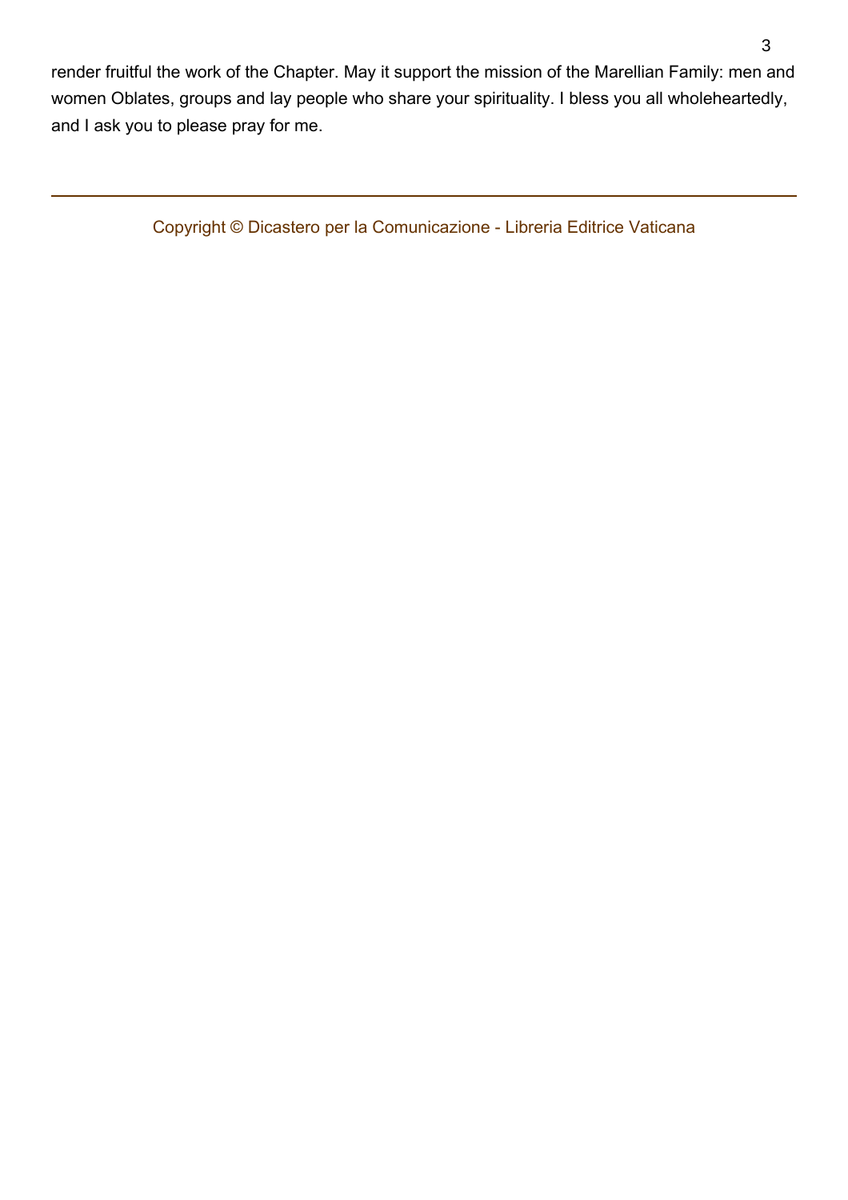render fruitful the work of the Chapter. May it support the mission of the Marellian Family: men and women Oblates, groups and lay people who share your spirituality. I bless you all wholeheartedly, and I ask you to please pray for me.

---

Copyright © Dicastero per la Comunicazione - Libreria Editrice Vaticana